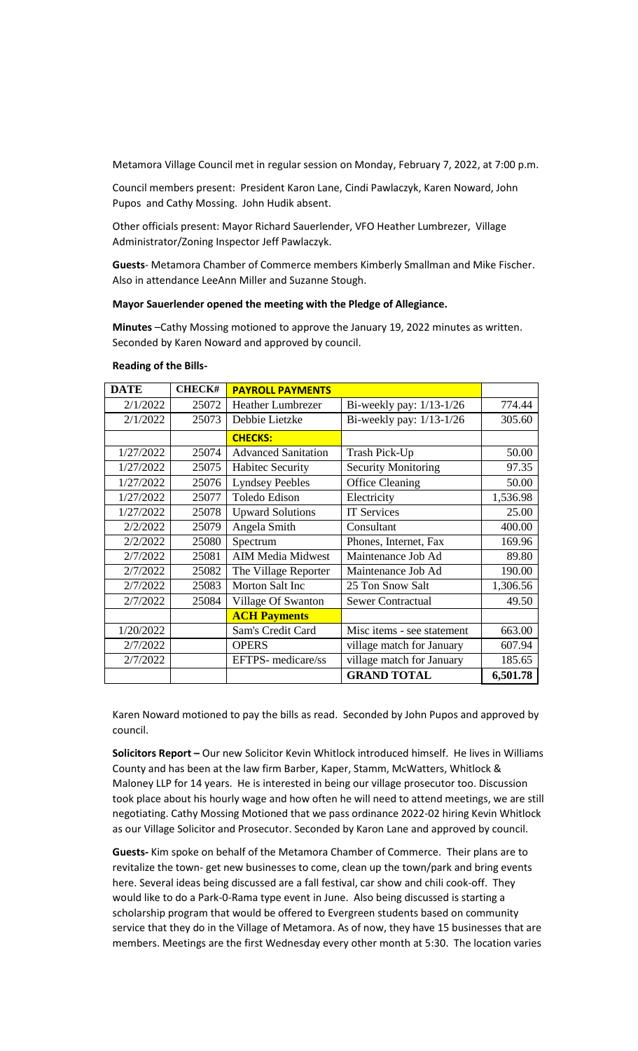Metamora Village Council met in regular session on Monday, February 7, 2022, at 7:00 p.m.

Council members present: President Karon Lane, Cindi Pawlaczyk, Karen Noward, John Pupos and Cathy Mossing. John Hudik absent.

Other officials present: Mayor Richard Sauerlender, VFO Heather Lumbrezer, Village Administrator/Zoning Inspector Jeff Pawlaczyk.

**Guests**- Metamora Chamber of Commerce members Kimberly Smallman and Mike Fischer. Also in attendance LeeAnn Miller and Suzanne Stough.

**Mayor Sauerlender opened the meeting with the Pledge of Allegiance.**

**Minutes** –Cathy Mossing motioned to approve the January 19, 2022 minutes as written. Seconded by Karen Noward and approved by council.

**Reading of the Bills-**

| DATE | CHECK# | PAYROLL PAYMENTS | | |
|---|---|---|---|---|
| 2/1/2022 | 25072 | Heather Lumbrezer | Bi-weekly pay: 1/13-1/26 | 774.44 |
| 2/1/2022 | 25073 | Debbie Lietzke | Bi-weekly pay: 1/13-1/26 | 305.60 |
| | | **CHECKS:** | | |
| 1/27/2022 | 25074 | Advanced Sanitation | Trash Pick-Up | 50.00 |
| 1/27/2022 | 25075 | Habitec Security | Security Monitoring | 97.35 |
| 1/27/2022 | 25076 | Lyndsey Peebles | Office Cleaning | 50.00 |
| 1/27/2022 | 25077 | Toledo Edison | Electricity | 1,536.98 |
| 1/27/2022 | 25078 | Upward Solutions | IT Services | 25.00 |
| 2/2/2022 | 25079 | Angela Smith | Consultant | 400.00 |
| 2/2/2022 | 25080 | Spectrum | Phones, Internet, Fax | 169.96 |
| 2/7/2022 | 25081 | AIM Media Midwest | Maintenance Job Ad | 89.80 |
| 2/7/2022 | 25082 | The Village Reporter | Maintenance Job Ad | 190.00 |
| 2/7/2022 | 25083 | Morton Salt Inc | 25 Ton Snow Salt | 1,306.56 |
| 2/7/2022 | 25084 | Village Of Swanton | Sewer Contractual | 49.50 |
| | | **ACH Payments** | | |
| 1/20/2022 | | Sam's Credit Card | Misc items - see statement | 663.00 |
| 2/7/2022 | | OPERS | village match for January | 607.94 |
| 2/7/2022 | | EFTPS- medicare/ss | village match for January | 185.65 |
| | | | **GRAND TOTAL** | **6,501.78** |

Karen Noward motioned to pay the bills as read. Seconded by John Pupos and approved by council.

**Solicitors Report –** Our new Solicitor Kevin Whitlock introduced himself. He lives in Williams County and has been at the law firm Barber, Kaper, Stamm, McWatters, Whitlock & Maloney LLP for 14 years. He is interested in being our village prosecutor too. Discussion took place about his hourly wage and how often he will need to attend meetings, we are still negotiating. Cathy Mossing Motioned that we pass ordinance 2022-02 hiring Kevin Whitlock as our Village Solicitor and Prosecutor. Seconded by Karon Lane and approved by council.

**Guests-** Kim spoke on behalf of the Metamora Chamber of Commerce. Their plans are to revitalize the town- get new businesses to come, clean up the town/park and bring events here. Several ideas being discussed are a fall festival, car show and chili cook-off. They would like to do a Park-0-Rama type event in June. Also being discussed is starting a scholarship program that would be offered to Evergreen students based on community service that they do in the Village of Metamora. As of now, they have 15 businesses that are members. Meetings are the first Wednesday every other month at 5:30. The location varies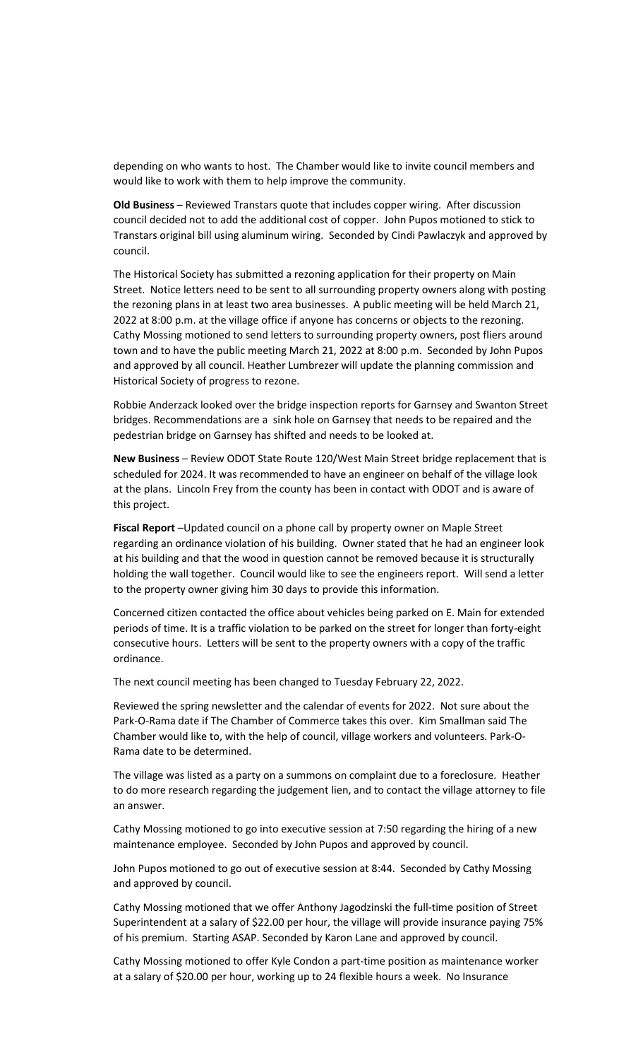depending on who wants to host. The Chamber would like to invite council members and would like to work with them to help improve the community.

**Old Business** – Reviewed Transtars quote that includes copper wiring. After discussion council decided not to add the additional cost of copper. John Pupos motioned to stick to Transtars original bill using aluminum wiring. Seconded by Cindi Pawlaczyk and approved by council.

The Historical Society has submitted a rezoning application for their property on Main Street. Notice letters need to be sent to all surrounding property owners along with posting the rezoning plans in at least two area businesses. A public meeting will be held March 21, 2022 at 8:00 p.m. at the village office if anyone has concerns or objects to the rezoning. Cathy Mossing motioned to send letters to surrounding property owners, post fliers around town and to have the public meeting March 21, 2022 at 8:00 p.m. Seconded by John Pupos and approved by all council. Heather Lumbrezer will update the planning commission and Historical Society of progress to rezone.

Robbie Anderzack looked over the bridge inspection reports for Garnsey and Swanton Street bridges. Recommendations are a sink hole on Garnsey that needs to be repaired and the pedestrian bridge on Garnsey has shifted and needs to be looked at.

**New Business** – Review ODOT State Route 120/West Main Street bridge replacement that is scheduled for 2024. It was recommended to have an engineer on behalf of the village look at the plans. Lincoln Frey from the county has been in contact with ODOT and is aware of this project.

**Fiscal Report** –Updated council on a phone call by property owner on Maple Street regarding an ordinance violation of his building. Owner stated that he had an engineer look at his building and that the wood in question cannot be removed because it is structurally holding the wall together. Council would like to see the engineers report. Will send a letter to the property owner giving him 30 days to provide this information.

Concerned citizen contacted the office about vehicles being parked on E. Main for extended periods of time. It is a traffic violation to be parked on the street for longer than forty-eight consecutive hours. Letters will be sent to the property owners with a copy of the traffic ordinance.

The next council meeting has been changed to Tuesday February 22, 2022.

Reviewed the spring newsletter and the calendar of events for 2022. Not sure about the Park-O-Rama date if The Chamber of Commerce takes this over. Kim Smallman said The Chamber would like to, with the help of council, village workers and volunteers. Park-O-Rama date to be determined.

The village was listed as a party on a summons on complaint due to a foreclosure. Heather to do more research regarding the judgement lien, and to contact the village attorney to file an answer.

Cathy Mossing motioned to go into executive session at 7:50 regarding the hiring of a new maintenance employee. Seconded by John Pupos and approved by council.

John Pupos motioned to go out of executive session at 8:44. Seconded by Cathy Mossing and approved by council.

Cathy Mossing motioned that we offer Anthony Jagodzinski the full-time position of Street Superintendent at a salary of $22.00 per hour, the village will provide insurance paying 75% of his premium. Starting ASAP. Seconded by Karon Lane and approved by council.

Cathy Mossing motioned to offer Kyle Condon a part-time position as maintenance worker at a salary of $20.00 per hour, working up to 24 flexible hours a week. No Insurance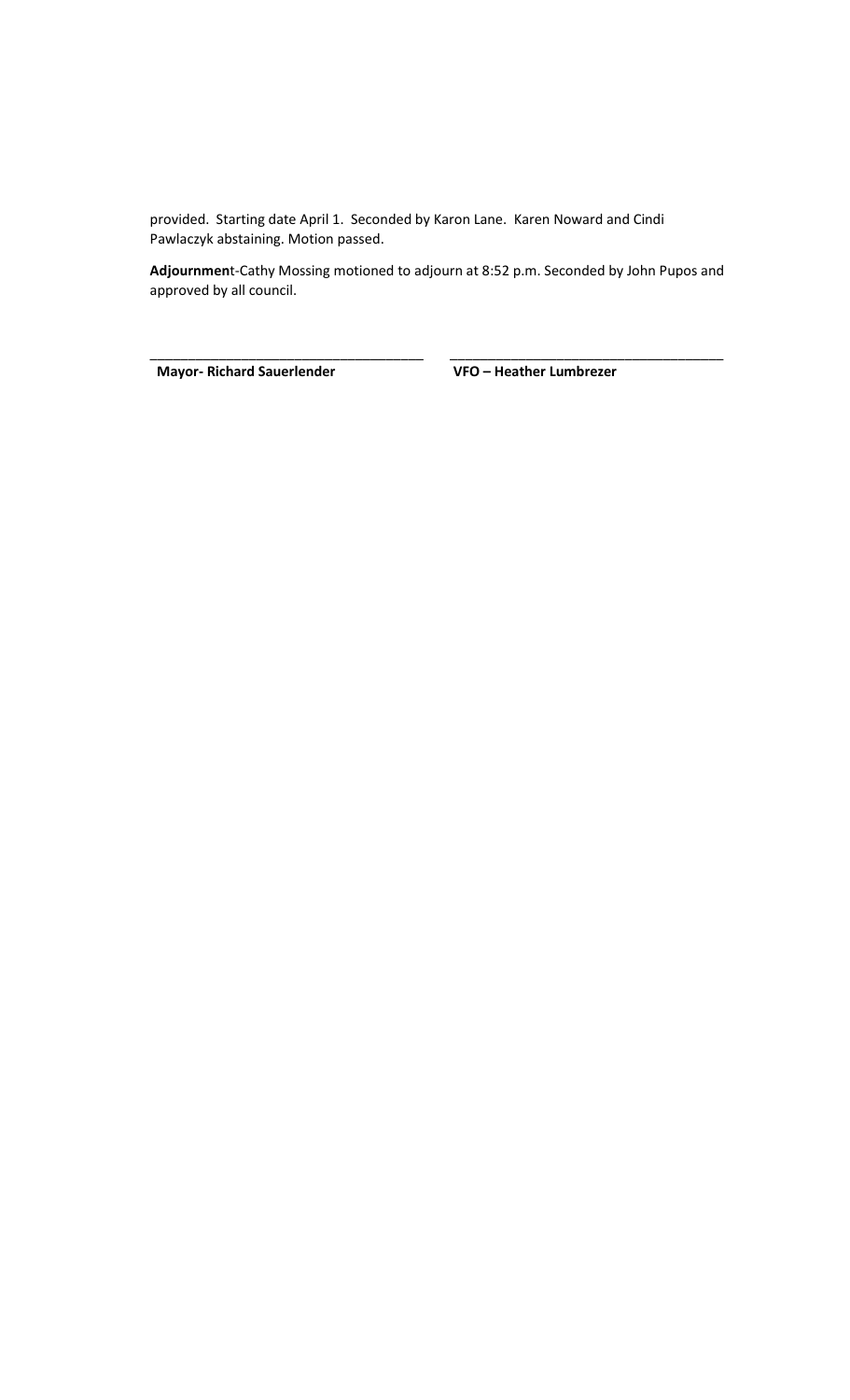provided. Starting date April 1. Seconded by Karon Lane. Karen Noward and Cindi Pawlaczyk abstaining. Motion passed.

**Adjournmen**t-Cathy Mossing motioned to adjourn at 8:52 p.m. Seconded by John Pupos and approved by all council.

| | |
|---|---|
| ____________________________________ | ____________________________________ |
| **Mayor- Richard Sauerlender** | **VFO – Heather Lumbrezer** |